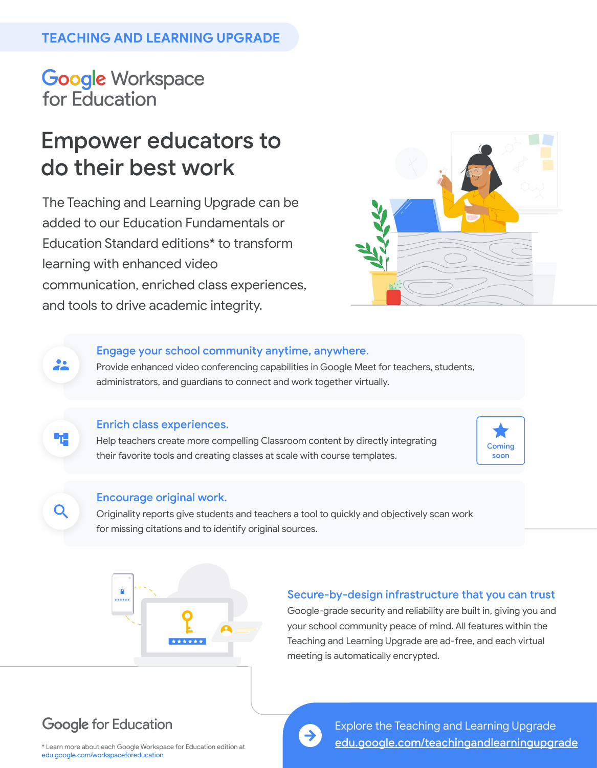TEACHING AND LEARNING UPGRADE

Google Workspace for Education

# Empower educators to do their best work

The Teaching and Learning Upgrade can be added to our Education Fundamentals or Education Standard editions* to transform learning with enhanced video communication, enriched class experiences, and tools to drive academic integrity.

### Engage your school community anytime, anywhere.

Provide enhanced video conferencing capabilities in Google Meet for teachers, students, administrators, and guardians to connect and work together virtually.

### Enrich class experiences.

Help teachers create more compelling Classroom content by directly integrating their favorite tools and creating classes at scale with course templates.

Coming soon

### Encourage original work.

Originality reports give students and teachers a tool to quickly and objectively scan work for missing citations and to identify original sources.

### Secure-by-design infrastructure that you can trust

Google-grade security and reliability are built in, giving you and your school community peace of mind. All features within the Teaching and Learning Upgrade are ad-free, and each virtual meeting is automatically encrypted.

Google for Education

* Learn more about each Google Workspace for Education edition at edu.google.com/workspaceforeducation

Explore the Teaching and Learning Upgrade
edu.google.com/teachingandlearningupgrade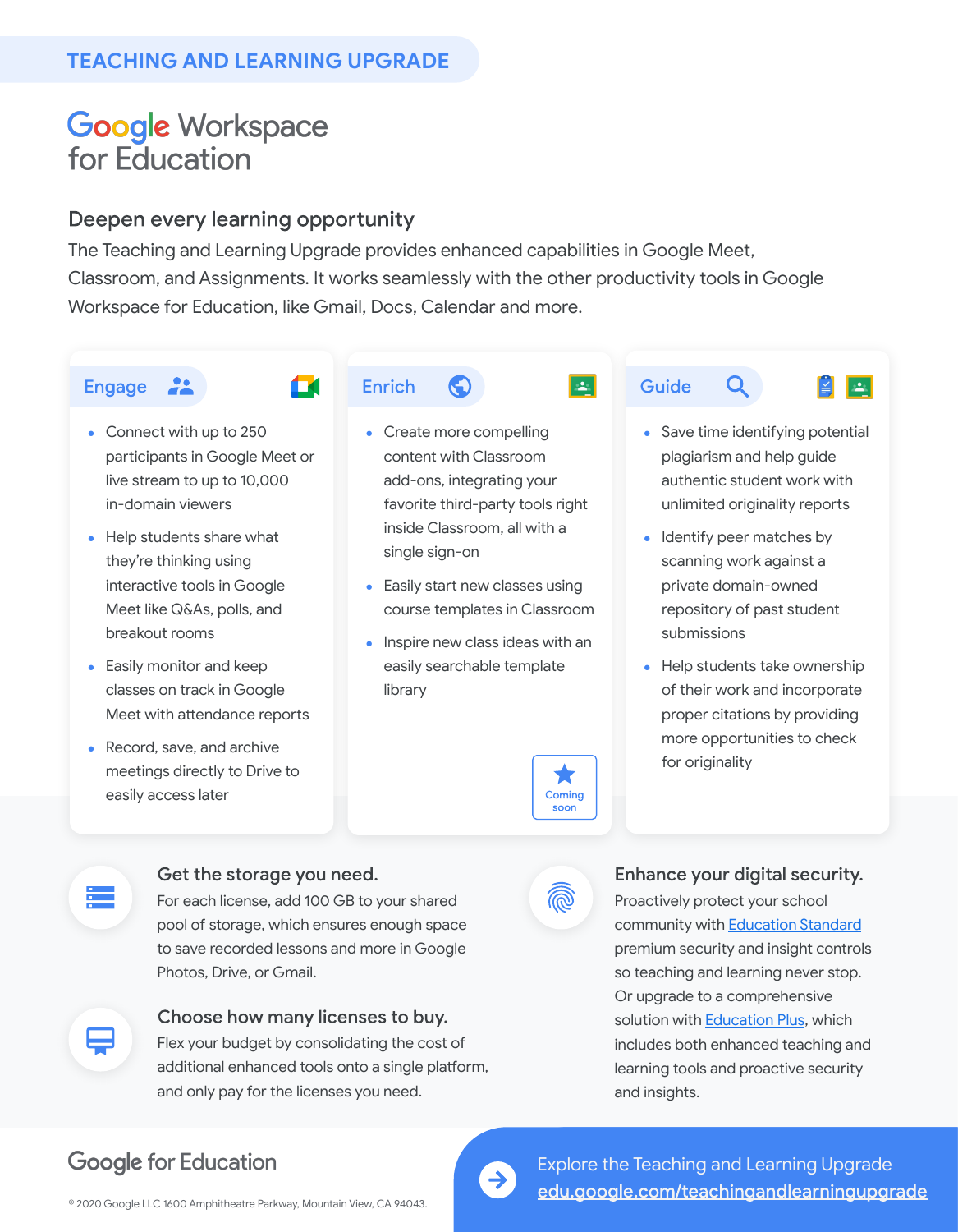TEACHING AND LEARNING UPGRADE

# Google Workspace for Education

## Deepen every learning opportunity

The Teaching and Learning Upgrade provides enhanced capabilities in Google Meet, Classroom, and Assignments. It works seamlessly with the other productivity tools in Google Workspace for Education, like Gmail, Docs, Calendar and more.

### Engage

- Connect with up to 250 participants in Google Meet or live stream to up to 10,000 in-domain viewers
- Help students share what they're thinking using interactive tools in Google Meet like Q&As, polls, and breakout rooms
- Easily monitor and keep classes on track in Google Meet with attendance reports
- Record, save, and archive meetings directly to Drive to easily access later

### Enrich

- Create more compelling content with Classroom add-ons, integrating your favorite third-party tools right inside Classroom, all with a single sign-on
- Easily start new classes using course templates in Classroom
- Inspire new class ideas with an easily searchable template library

Coming soon

### Guide

- Save time identifying potential plagiarism and help guide authentic student work with unlimited originality reports
- Identify peer matches by scanning work against a private domain-owned repository of past student submissions
- Help students take ownership of their work and incorporate proper citations by providing more opportunities to check for originality

### Get the storage you need.

For each license, add 100 GB to your shared pool of storage, which ensures enough space to save recorded lessons and more in Google Photos, Drive, or Gmail.

### Choose how many licenses to buy.

Flex your budget by consolidating the cost of additional enhanced tools onto a single platform, and only pay for the licenses you need.

### Enhance your digital security.

Proactively protect your school community with Education Standard premium security and insight controls so teaching and learning never stop. Or upgrade to a comprehensive solution with Education Plus, which includes both enhanced teaching and learning tools and proactive security and insights.

Google for Education

© 2020 Google LLC 1600 Amphitheatre Parkway, Mountain View, CA 94043.

Explore the Teaching and Learning Upgrade
edu.google.com/teachingandlearningupgrade